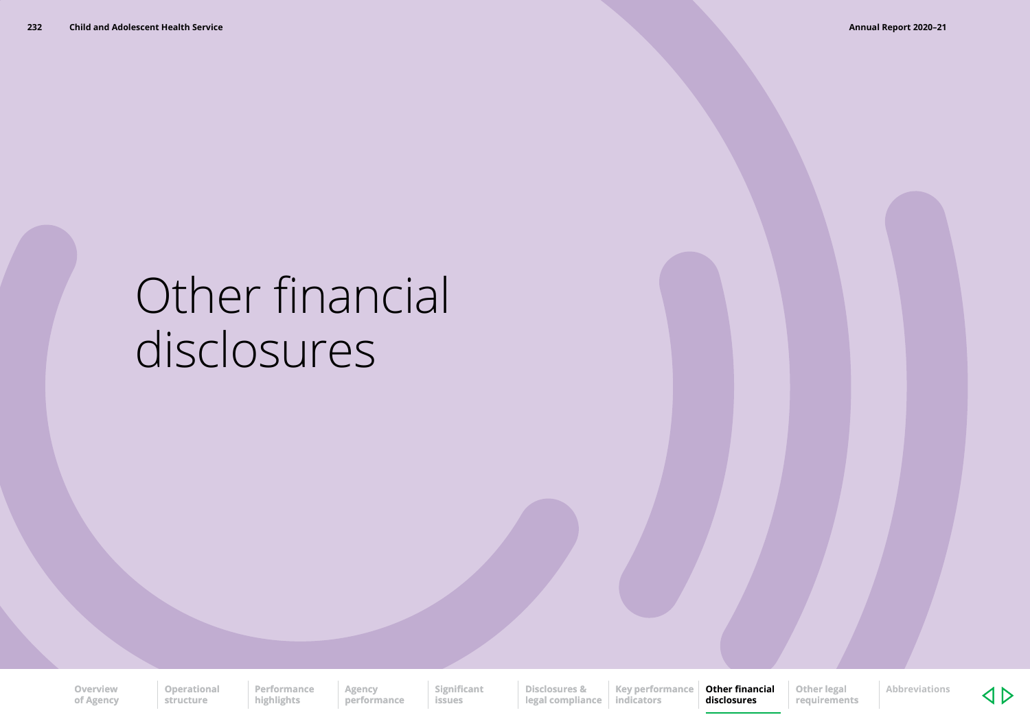# Other financial disclosures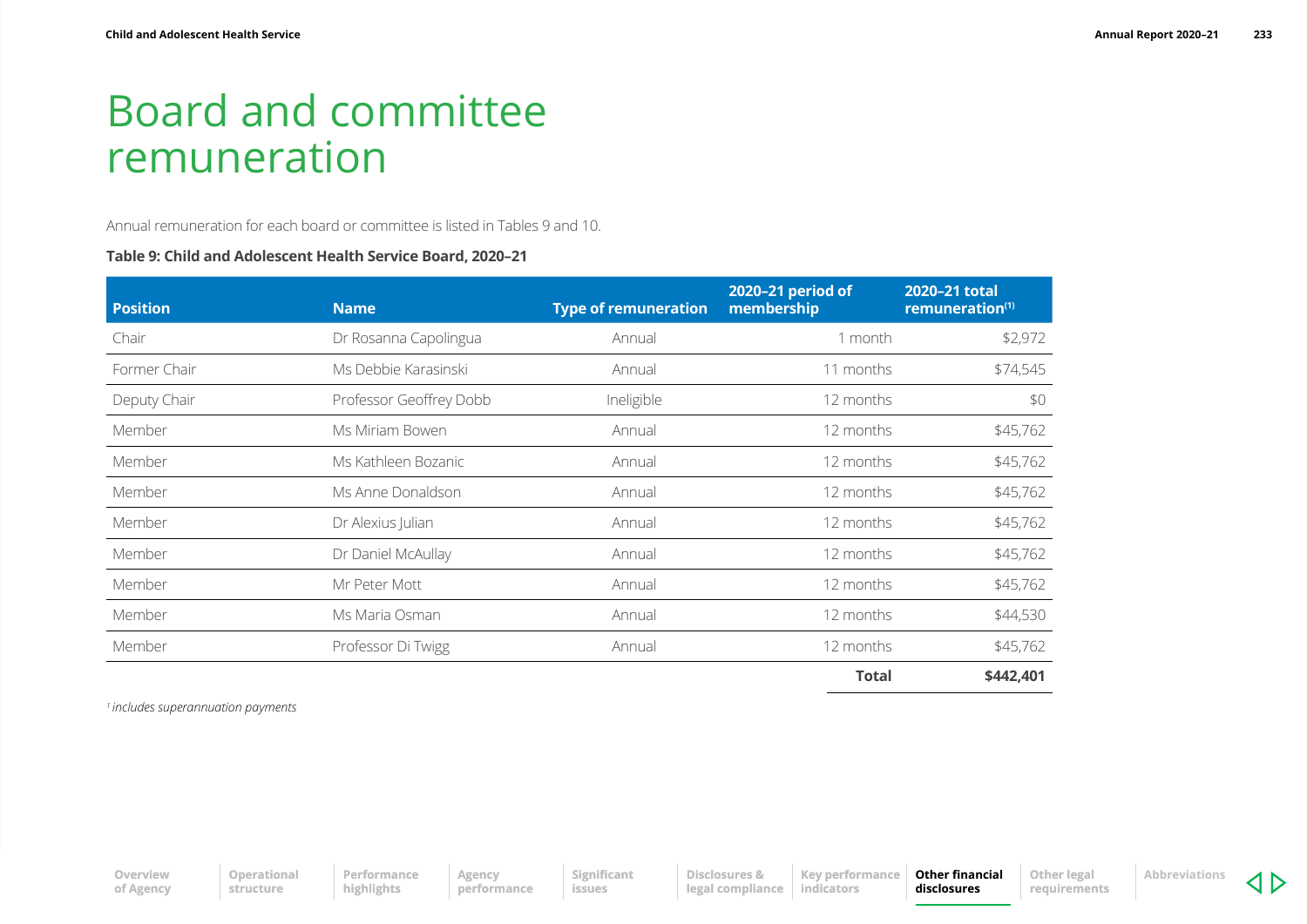# Board and committee remuneration

Annual remuneration for each board or committee is listed in Tables 9 and 10.

**Table 9: Child and Adolescent Health Service Board, 2020–21**

| Position | Name | Type of remuneration | 2020–21 period of membership | 2020–21 total remuneration[1] |
|---|---|---|---|---|
| Chair | Dr Rosanna Capolingua | Annual | 1 month | $2,972 |
| Former Chair | Ms Debbie Karasinski | Annual | 11 months | $74,545 |
| Deputy Chair | Professor Geoffrey Dobb | Ineligible | 12 months | $0 |
| Member | Ms Miriam Bowen | Annual | 12 months | $45,762 |
| Member | Ms Kathleen Bozanic | Annual | 12 months | $45,762 |
| Member | Ms Anne Donaldson | Annual | 12 months | $45,762 |
| Member | Dr Alexius Julian | Annual | 12 months | $45,762 |
| Member | Dr Daniel McAullay | Annual | 12 months | $45,762 |
| Member | Mr Peter Mott | Annual | 12 months | $45,762 |
| Member | Ms Maria Osman | Annual | 12 months | $44,530 |
| Member | Professor Di Twigg | Annual | 12 months | $45,762 |
| | | | **Total** | **$442,401** |

*[1] includes superannuation payments*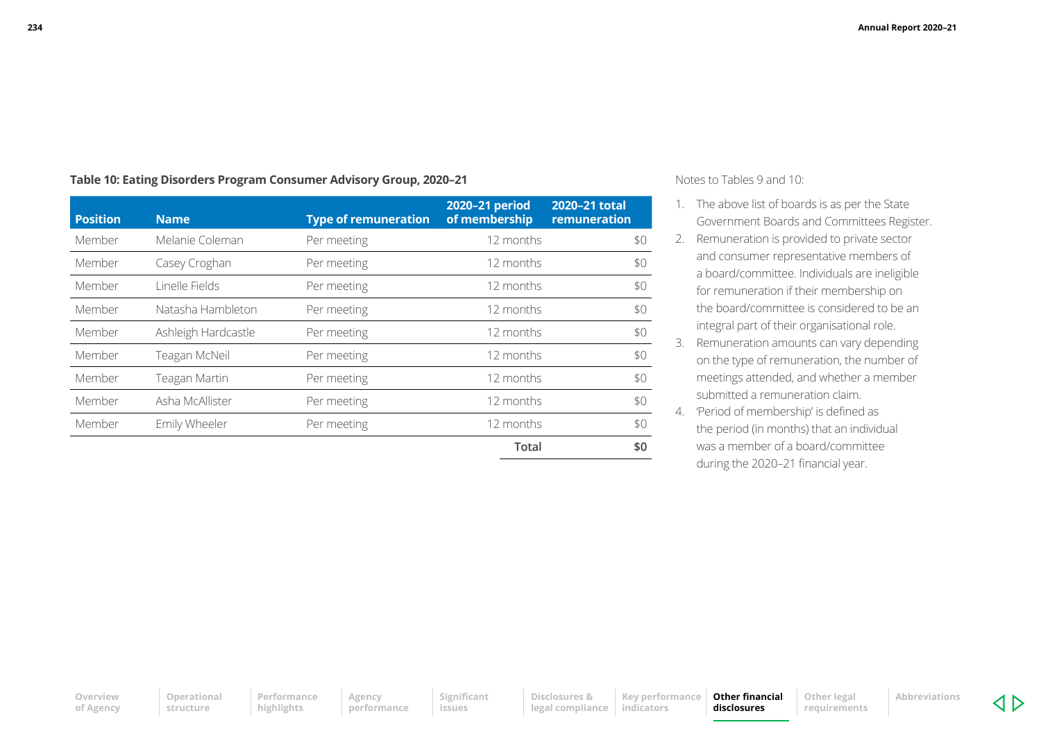**Table 10: Eating Disorders Program Consumer Advisory Group, 2020–21**

| Position | Name | Type of remuneration | 2020–21 period of membership | 2020–21 total remuneration |
|---|---|---|---|---|
| Member | Melanie Coleman | Per meeting | 12 months | $0 |
| Member | Casey Croghan | Per meeting | 12 months | $0 |
| Member | Linelle Fields | Per meeting | 12 months | $0 |
| Member | Natasha Hambleton | Per meeting | 12 months | $0 |
| Member | Ashleigh Hardcastle | Per meeting | 12 months | $0 |
| Member | Teagan McNeil | Per meeting | 12 months | $0 |
| Member | Teagan Martin | Per meeting | 12 months | $0 |
| Member | Asha McAllister | Per meeting | 12 months | $0 |
| Member | Emily Wheeler | Per meeting | 12 months | $0 |
| | | | **Total** | **$0** |

Notes to Tables 9 and 10:

1. The above list of boards is as per the State Government Boards and Committees Register.
2. Remuneration is provided to private sector and consumer representative members of a board/committee. Individuals are ineligible for remuneration if their membership on the board/committee is considered to be an integral part of their organisational role.
3. Remuneration amounts can vary depending on the type of remuneration, the number of meetings attended, and whether a member submitted a remuneration claim.
4. 'Period of membership' is defined as the period (in months) that an individual was a member of a board/committee during the 2020–21 financial year.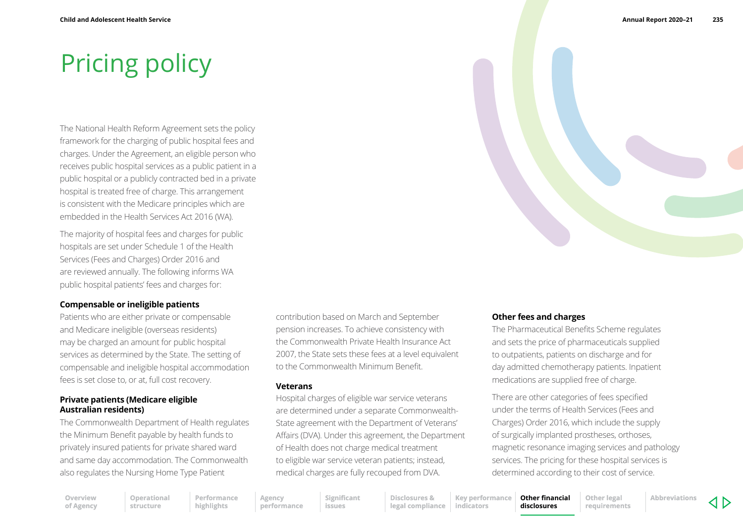# Pricing policy

The National Health Reform Agreement sets the policy framework for the charging of public hospital fees and charges. Under the Agreement, an eligible person who receives public hospital services as a public patient in a public hospital or a publicly contracted bed in a private hospital is treated free of charge. This arrangement is consistent with the Medicare principles which are embedded in the Health Services Act 2016 (WA).

The majority of hospital fees and charges for public hospitals are set under Schedule 1 of the Health Services (Fees and Charges) Order 2016 and are reviewed annually. The following informs WA public hospital patients' fees and charges for:

### Compensable or ineligible patients

Patients who are either private or compensable and Medicare ineligible (overseas residents) may be charged an amount for public hospital services as determined by the State. The setting of compensable and ineligible hospital accommodation fees is set close to, or at, full cost recovery.

### Private patients (Medicare eligible Australian residents)

The Commonwealth Department of Health regulates the Minimum Benefit payable by health funds to privately insured patients for private shared ward and same day accommodation. The Commonwealth also regulates the Nursing Home Type Patient contribution based on March and September pension increases. To achieve consistency with the Commonwealth Private Health Insurance Act 2007, the State sets these fees at a level equivalent to the Commonwealth Minimum Benefit.

### Veterans

Hospital charges of eligible war service veterans are determined under a separate Commonwealth-State agreement with the Department of Veterans' Affairs (DVA). Under this agreement, the Department of Health does not charge medical treatment to eligible war service veteran patients; instead, medical charges are fully recouped from DVA.

### Other fees and charges

The Pharmaceutical Benefits Scheme regulates and sets the price of pharmaceuticals supplied to outpatients, patients on discharge and for day admitted chemotherapy patients. Inpatient medications are supplied free of charge.

There are other categories of fees specified under the terms of Health Services (Fees and Charges) Order 2016, which include the supply of surgically implanted prostheses, orthoses, magnetic resonance imaging services and pathology services. The pricing for these hospital services is determined according to their cost of service.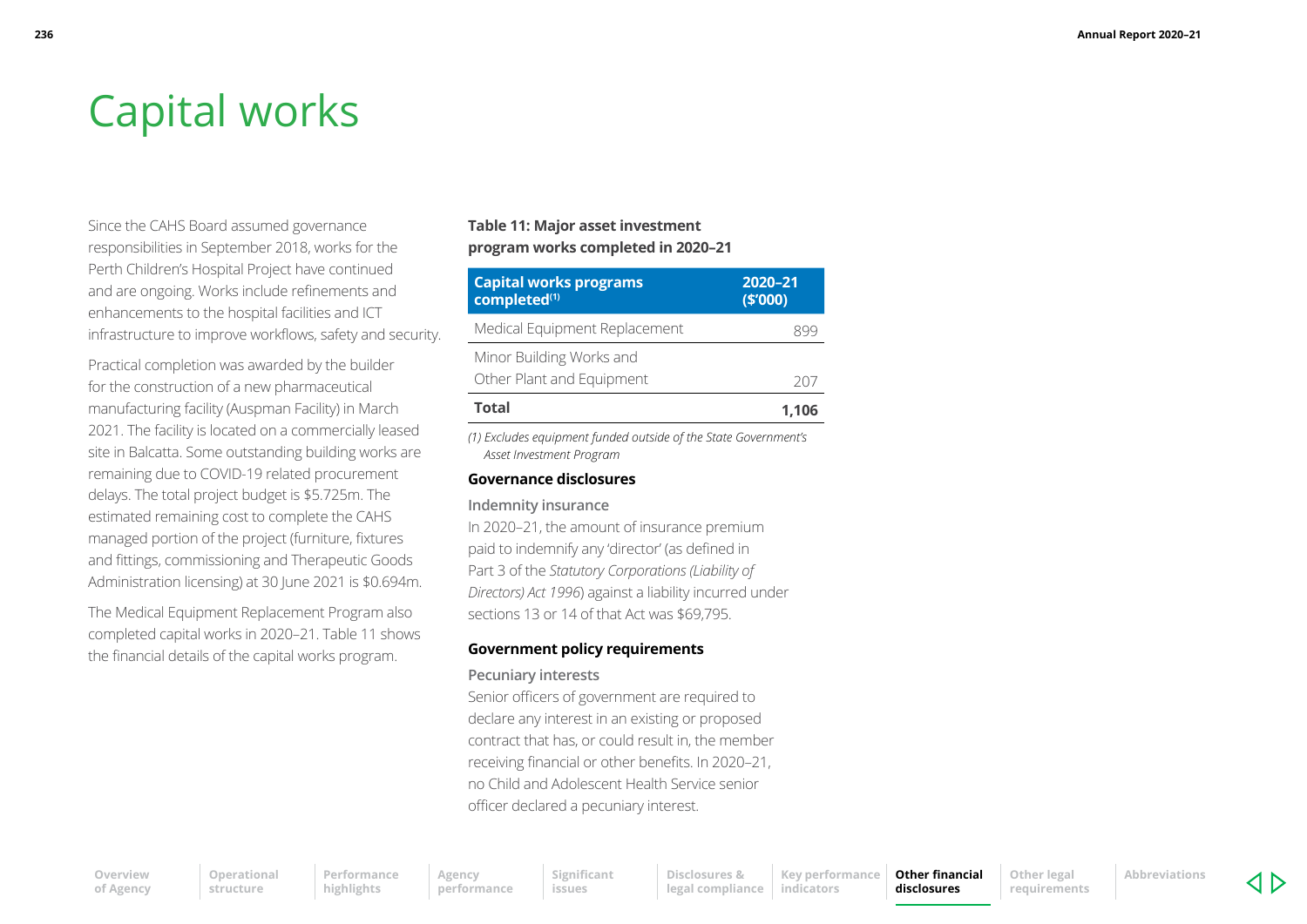# Capital works

Since the CAHS Board assumed governance responsibilities in September 2018, works for the Perth Children's Hospital Project have continued and are ongoing. Works include refinements and enhancements to the hospital facilities and ICT infrastructure to improve workflows, safety and security.

Practical completion was awarded by the builder for the construction of a new pharmaceutical manufacturing facility (Auspman Facility) in March 2021. The facility is located on a commercially leased site in Balcatta. Some outstanding building works are remaining due to COVID-19 related procurement delays. The total project budget is $5.725m. The estimated remaining cost to complete the CAHS managed portion of the project (furniture, fixtures and fittings, commissioning and Therapeutic Goods Administration licensing) at 30 June 2021 is $0.694m.

The Medical Equipment Replacement Program also completed capital works in 2020–21. Table 11 shows the financial details of the capital works program.

**Table 11: Major asset investment program works completed in 2020–21**

| Capital works programs completed[(1)] | 2020–21 ($'000) |
|---|---|
| Medical Equipment Replacement | 899 |
| Minor Building Works and Other Plant and Equipment | 207 |
| **Total** | **1,106** |

*(1) Excludes equipment funded outside of the State Government's Asset Investment Program*

### Governance disclosures

#### Indemnity insurance

In 2020–21, the amount of insurance premium paid to indemnify any 'director' (as defined in Part 3 of the *Statutory Corporations (Liability of Directors) Act 1996*) against a liability incurred under sections 13 or 14 of that Act was $69,795.

### Government policy requirements

#### Pecuniary interests

Senior officers of government are required to declare any interest in an existing or proposed contract that has, or could result in, the member receiving financial or other benefits. In 2020–21, no Child and Adolescent Health Service senior officer declared a pecuniary interest.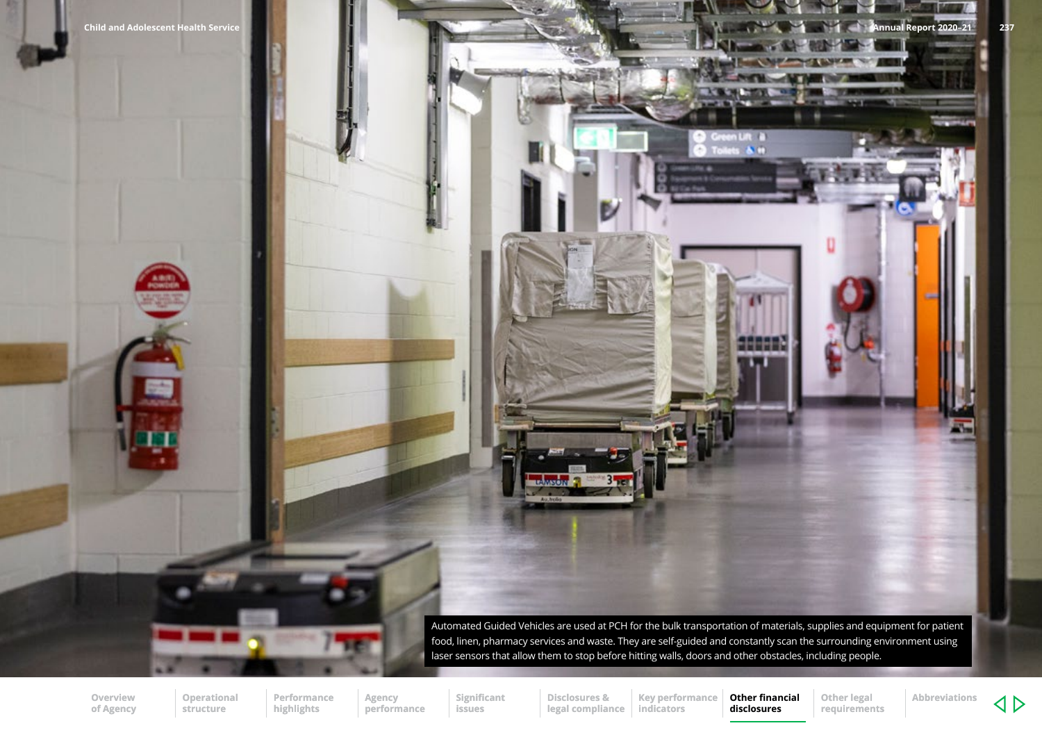Automated Guided Vehicles are used at PCH for the bulk transportation of materials, supplies and equipment for patient food, linen, pharmacy services and waste. They are self-guided and constantly scan the surrounding environment using laser sensors that allow them to stop before hitting walls, doors and other obstacles, including people.